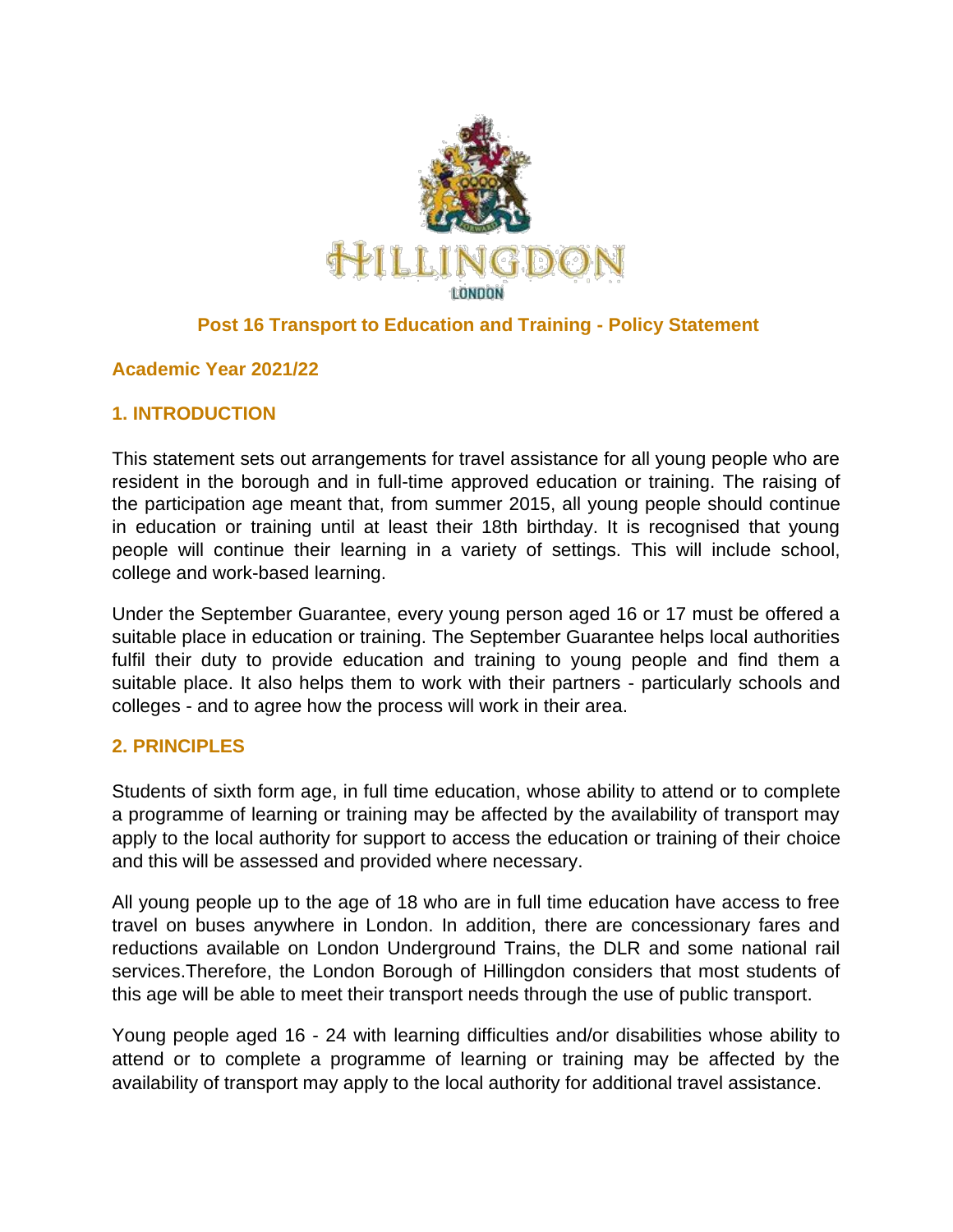# Post 16 Transport to Education and Training - Policy Statement

## Academic Year 2021/22

## 1. INTRODUCTION

This statement sets out arrangements for travel assistance for all young people who are resident in the borough and in full-time approved education or training. The raising of the participation age meant that, from summer 2015, all young people should continue in education or training until at least their 18th birthday. It is recognised that young people will continue their learning in a variety of settings. This will include school, college and work-based learning.

Under the September Guarantee, every young person aged 16 or 17 must be offered a suitable place in education or training. The September Guarantee helps local authorities fulfil their duty to provide education and training to young people and find them a suitable place. It also helps them to work with their partners - particularly schools and colleges - and to agree how the process will work in their area.

## 2. PRINCIPLES

Students of sixth form age, in full time education, whose ability to attend or to complete a programme of learning or training may be affected by the availability of transport may apply to the local authority for support to access the education or training of their choice and this will be assessed and provided where necessary.

All young people up to the age of 18 who are in full time education have access to free travel on buses anywhere in London. In addition, there are concessionary fares and reductions available on London Underground Trains, the DLR and some national rail services.Therefore, the London Borough of Hillingdon considers that most students of this age will be able to meet their transport needs through the use of public transport.

Young people aged 16 - 24 with learning difficulties and/or disabilities whose ability to attend or to complete a programme of learning or training may be affected by the availability of transport may apply to the local authority for additional travel assistance.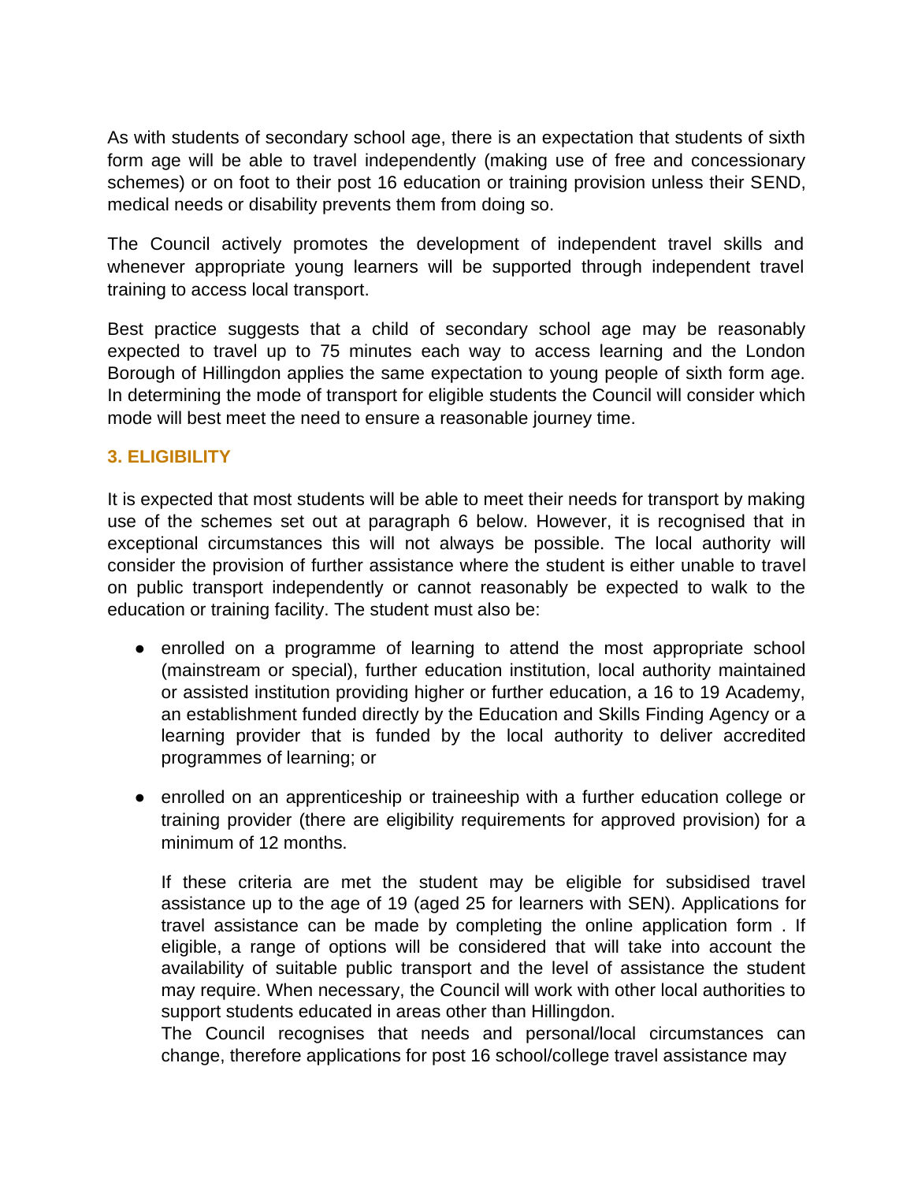As with students of secondary school age, there is an expectation that students of sixth form age will be able to travel independently (making use of free and concessionary schemes) or on foot to their post 16 education or training provision unless their SEND, medical needs or disability prevents them from doing so.

The Council actively promotes the development of independent travel skills and whenever appropriate young learners will be supported through independent travel training to access local transport.

Best practice suggests that a child of secondary school age may be reasonably expected to travel up to 75 minutes each way to access learning and the London Borough of Hillingdon applies the same expectation to young people of sixth form age. In determining the mode of transport for eligible students the Council will consider which mode will best meet the need to ensure a reasonable journey time.

## 3. ELIGIBILITY

It is expected that most students will be able to meet their needs for transport by making use of the schemes set out at paragraph 6 below. However, it is recognised that in exceptional circumstances this will not always be possible. The local authority will consider the provision of further assistance where the student is either unable to travel on public transport independently or cannot reasonably be expected to walk to the education or training facility. The student must also be:

- enrolled on a programme of learning to attend the most appropriate school (mainstream or special), further education institution, local authority maintained or assisted institution providing higher or further education, a 16 to 19 Academy, an establishment funded directly by the Education and Skills Finding Agency or a learning provider that is funded by the local authority to deliver accredited programmes of learning; or

- enrolled on an apprenticeship or traineeship with a further education college or training provider (there are eligibility requirements for approved provision) for a minimum of 12 months.

  If these criteria are met the student may be eligible for subsidised travel assistance up to the age of 19 (aged 25 for learners with SEN). Applications for travel assistance can be made by completing the online application form . If eligible, a range of options will be considered that will take into account the availability of suitable public transport and the level of assistance the student may require. When necessary, the Council will work with other local authorities to support students educated in areas other than Hillingdon.
  The Council recognises that needs and personal/local circumstances can change, therefore applications for post 16 school/college travel assistance may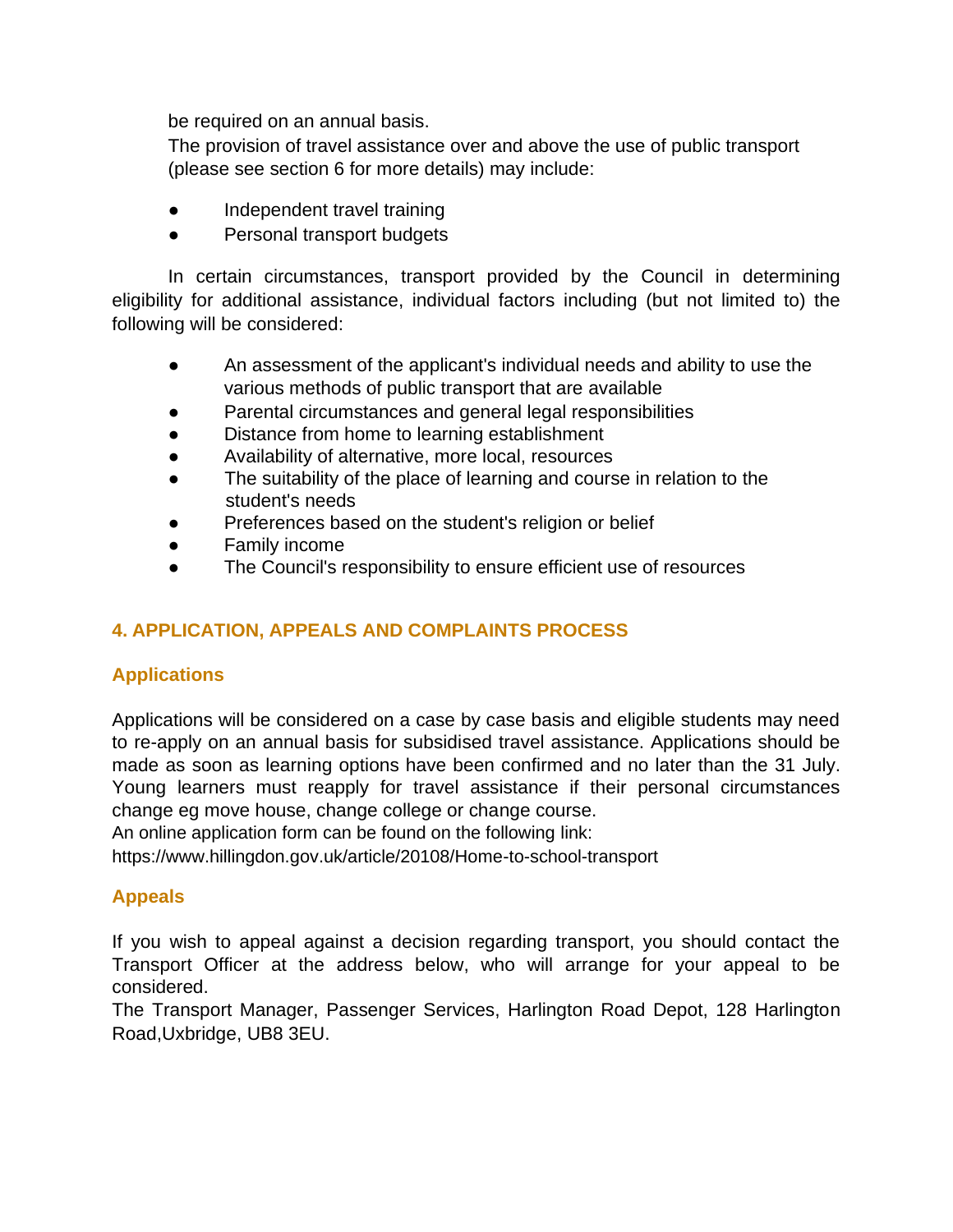be required on an annual basis.

The provision of travel assistance over and above the use of public transport (please see section 6 for more details) may include:

- Independent travel training
- Personal transport budgets

In certain circumstances, transport provided by the Council in determining eligibility for additional assistance, individual factors including (but not limited to) the following will be considered:

- An assessment of the applicant's individual needs and ability to use the various methods of public transport that are available
- Parental circumstances and general legal responsibilities
- Distance from home to learning establishment
- Availability of alternative, more local, resources
- The suitability of the place of learning and course in relation to the student's needs
- Preferences based on the student's religion or belief
- Family income
- The Council's responsibility to ensure efficient use of resources

## 4. APPLICATION, APPEALS AND COMPLAINTS PROCESS

### Applications

Applications will be considered on a case by case basis and eligible students may need to re-apply on an annual basis for subsidised travel assistance. Applications should be made as soon as learning options have been confirmed and no later than the 31 July. Young learners must reapply for travel assistance if their personal circumstances change eg move house, change college or change course.

An online application form can be found on the following link:

https://www.hillingdon.gov.uk/article/20108/Home-to-school-transport

### Appeals

If you wish to appeal against a decision regarding transport, you should contact the Transport Officer at the address below, who will arrange for your appeal to be considered.

The Transport Manager, Passenger Services, Harlington Road Depot, 128 Harlington Road,Uxbridge, UB8 3EU.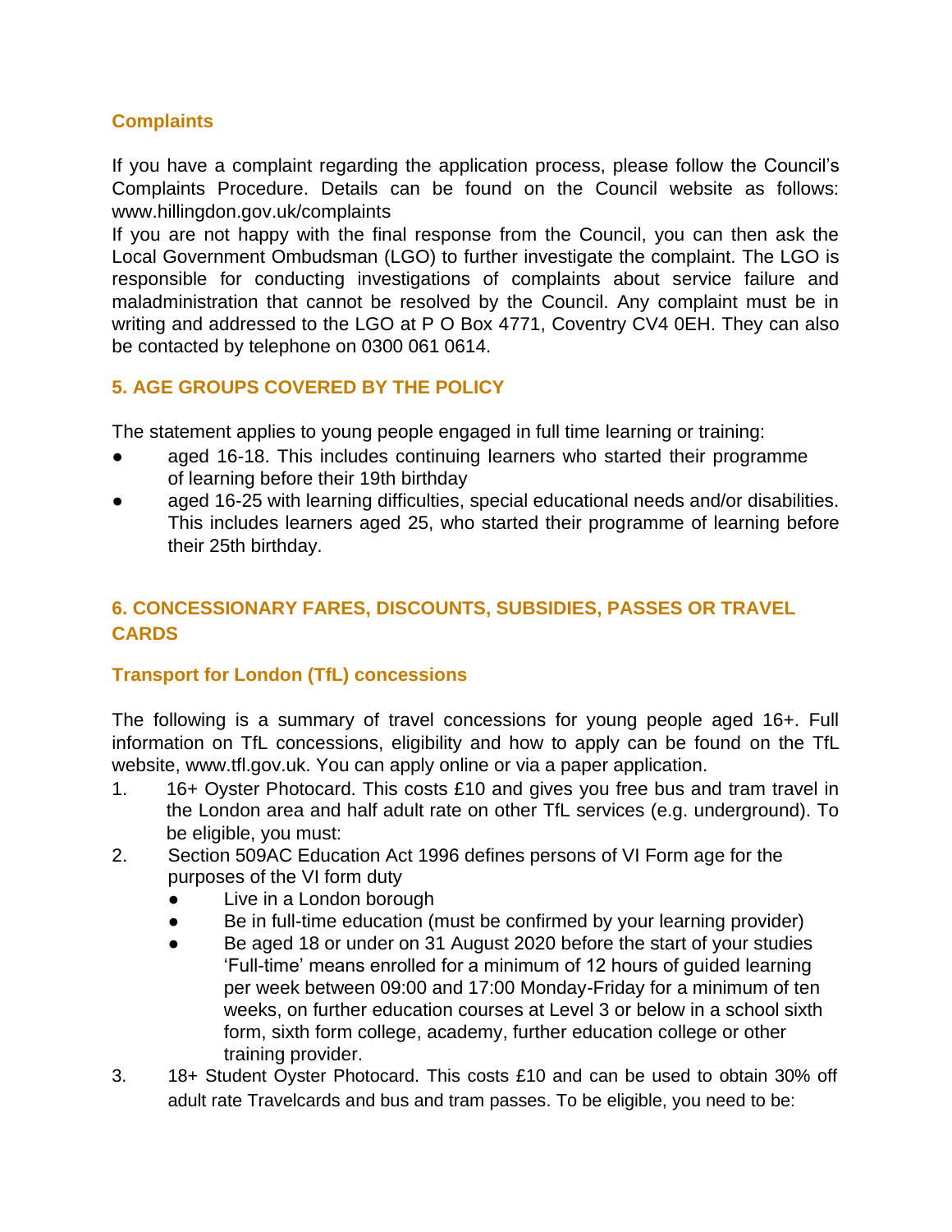### Complaints

If you have a complaint regarding the application process, please follow the Council's Complaints Procedure. Details can be found on the Council website as follows: www.hillingdon.gov.uk/complaints

If you are not happy with the final response from the Council, you can then ask the Local Government Ombudsman (LGO) to further investigate the complaint. The LGO is responsible for conducting investigations of complaints about service failure and maladministration that cannot be resolved by the Council. Any complaint must be in writing and addressed to the LGO at P O Box 4771, Coventry CV4 0EH. They can also be contacted by telephone on 0300 061 0614.

## 5. AGE GROUPS COVERED BY THE POLICY

The statement applies to young people engaged in full time learning or training:

- aged 16-18. This includes continuing learners who started their programme of learning before their 19th birthday
- aged 16-25 with learning difficulties, special educational needs and/or disabilities. This includes learners aged 25, who started their programme of learning before their 25th birthday.

## 6. CONCESSIONARY FARES, DISCOUNTS, SUBSIDIES, PASSES OR TRAVEL CARDS

### Transport for London (TfL) concessions

The following is a summary of travel concessions for young people aged 16+. Full information on TfL concessions, eligibility and how to apply can be found on the TfL website, www.tfl.gov.uk. You can apply online or via a paper application.

1. 16+ Oyster Photocard. This costs £10 and gives you free bus and tram travel in the London area and half adult rate on other TfL services (e.g. underground). To be eligible, you must:
2. Section 509AC Education Act 1996 defines persons of VI Form age for the purposes of the VI form duty
    - Live in a London borough
    - Be in full-time education (must be confirmed by your learning provider)
    - Be aged 18 or under on 31 August 2020 before the start of your studies 'Full-time' means enrolled for a minimum of 12 hours of guided learning per week between 09:00 and 17:00 Monday-Friday for a minimum of ten weeks, on further education courses at Level 3 or below in a school sixth form, sixth form college, academy, further education college or other training provider.
3. 18+ Student Oyster Photocard. This costs £10 and can be used to obtain 30% off adult rate Travelcards and bus and tram passes. To be eligible, you need to be: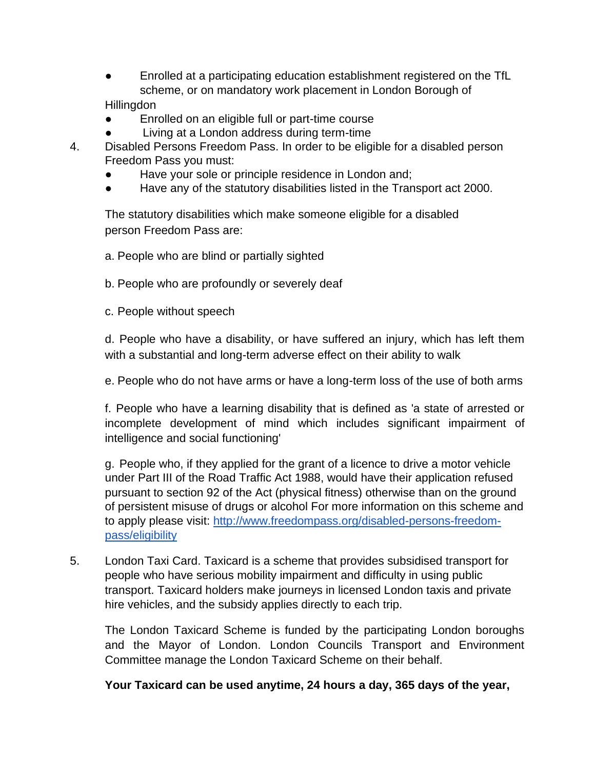- Enrolled at a participating education establishment registered on the TfL scheme, or on mandatory work placement in London Borough of Hillingdon
- Enrolled on an eligible full or part-time course
- Living at a London address during term-time

4. Disabled Persons Freedom Pass. In order to be eligible for a disabled person Freedom Pass you must:
   - Have your sole or principle residence in London and;
   - Have any of the statutory disabilities listed in the Transport act 2000.

   The statutory disabilities which make someone eligible for a disabled person Freedom Pass are:

   a. People who are blind or partially sighted

   b. People who are profoundly or severely deaf

   c. People without speech

   d. People who have a disability, or have suffered an injury, which has left them with a substantial and long-term adverse effect on their ability to walk

   e. People who do not have arms or have a long-term loss of the use of both arms

   f. People who have a learning disability that is defined as 'a state of arrested or incomplete development of mind which includes significant impairment of intelligence and social functioning'

   g. People who, if they applied for the grant of a licence to drive a motor vehicle under Part III of the Road Traffic Act 1988, would have their application refused pursuant to section 92 of the Act (physical fitness) otherwise than on the ground of persistent misuse of drugs or alcohol For more information on this scheme and to apply please visit: [http://www.freedompass.org/disabled-persons-freedom-pass/eligibility](http://www.freedompass.org/disabled-persons-freedom-pass/eligibility)

5. London Taxi Card. Taxicard is a scheme that provides subsidised transport for people who have serious mobility impairment and difficulty in using public transport. Taxicard holders make journeys in licensed London taxis and private hire vehicles, and the subsidy applies directly to each trip.

   The London Taxicard Scheme is funded by the participating London boroughs and the Mayor of London. London Councils Transport and Environment Committee manage the London Taxicard Scheme on their behalf.

   **Your Taxicard can be used anytime, 24 hours a day, 365 days of the year,**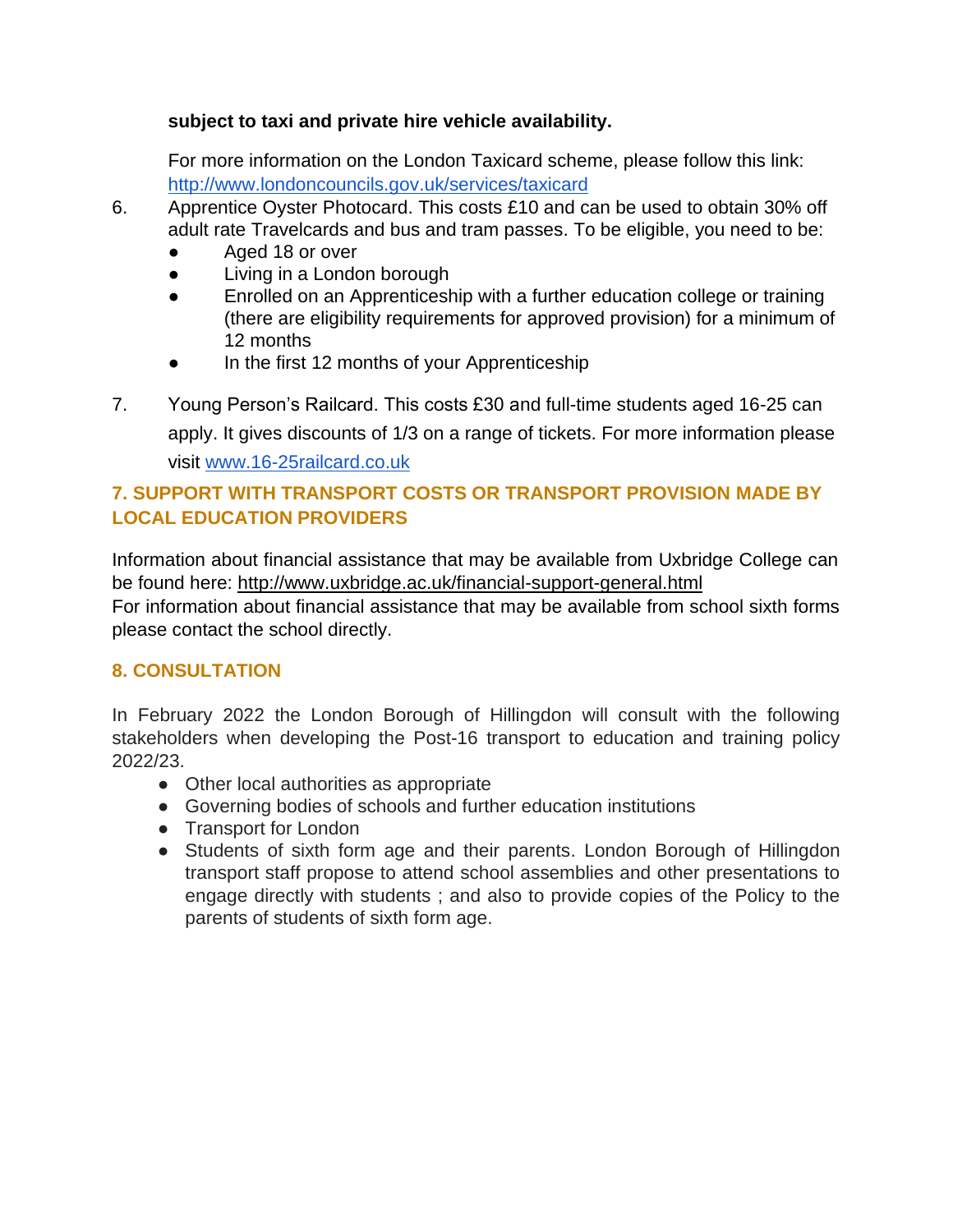**subject to taxi and private hire vehicle availability.**

For more information on the London Taxicard scheme, please follow this link: http://www.londoncouncils.gov.uk/services/taxicard

6. Apprentice Oyster Photocard. This costs £10 and can be used to obtain 30% off adult rate Travelcards and bus and tram passes. To be eligible, you need to be:
   - Aged 18 or over
   - Living in a London borough
   - Enrolled on an Apprenticeship with a further education college or training (there are eligibility requirements for approved provision) for a minimum of 12 months
   - In the first 12 months of your Apprenticeship

7. Young Person's Railcard. This costs £30 and full-time students aged 16-25 can apply. It gives discounts of 1/3 on a range of tickets. For more information please visit www.16-25railcard.co.uk

## 7. SUPPORT WITH TRANSPORT COSTS OR TRANSPORT PROVISION MADE BY LOCAL EDUCATION PROVIDERS

Information about financial assistance that may be available from Uxbridge College can be found here: http://www.uxbridge.ac.uk/financial-support-general.html
For information about financial assistance that may be available from school sixth forms please contact the school directly.

## 8. CONSULTATION

In February 2022 the London Borough of Hillingdon will consult with the following stakeholders when developing the Post-16 transport to education and training policy 2022/23.

- Other local authorities as appropriate
- Governing bodies of schools and further education institutions
- Transport for London
- Students of sixth form age and their parents. London Borough of Hillingdon transport staff propose to attend school assemblies and other presentations to engage directly with students ; and also to provide copies of the Policy to the parents of students of sixth form age.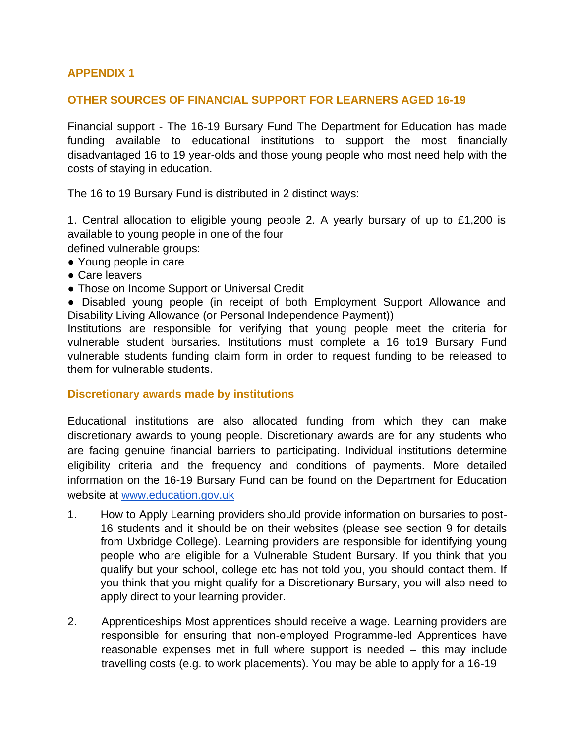## APPENDIX 1

## OTHER SOURCES OF FINANCIAL SUPPORT FOR LEARNERS AGED 16-19

Financial support - The 16-19 Bursary Fund The Department for Education has made funding available to educational institutions to support the most financially disadvantaged 16 to 19 year-olds and those young people who most need help with the costs of staying in education.

The 16 to 19 Bursary Fund is distributed in 2 distinct ways:

1. Central allocation to eligible young people 2. A yearly bursary of up to £1,200 is available to young people in one of the four defined vulnerable groups:

- Young people in care
- Care leavers
- Those on Income Support or Universal Credit
- Disabled young people (in receipt of both Employment Support Allowance and Disability Living Allowance (or Personal Independence Payment))

Institutions are responsible for verifying that young people meet the criteria for vulnerable student bursaries. Institutions must complete a 16 to19 Bursary Fund vulnerable students funding claim form in order to request funding to be released to them for vulnerable students.

### Discretionary awards made by institutions

Educational institutions are also allocated funding from which they can make discretionary awards to young people. Discretionary awards are for any students who are facing genuine financial barriers to participating. Individual institutions determine eligibility criteria and the frequency and conditions of payments. More detailed information on the 16-19 Bursary Fund can be found on the Department for Education website at [www.education.gov.uk](http://www.education.gov.uk)

1. How to Apply Learning providers should provide information on bursaries to post-16 students and it should be on their websites (please see section 9 for details from Uxbridge College). Learning providers are responsible for identifying young people who are eligible for a Vulnerable Student Bursary. If you think that you qualify but your school, college etc has not told you, you should contact them. If you think that you might qualify for a Discretionary Bursary, you will also need to apply direct to your learning provider.

2. Apprenticeships Most apprentices should receive a wage. Learning providers are responsible for ensuring that non-employed Programme-led Apprentices have reasonable expenses met in full where support is needed – this may include travelling costs (e.g. to work placements). You may be able to apply for a 16-19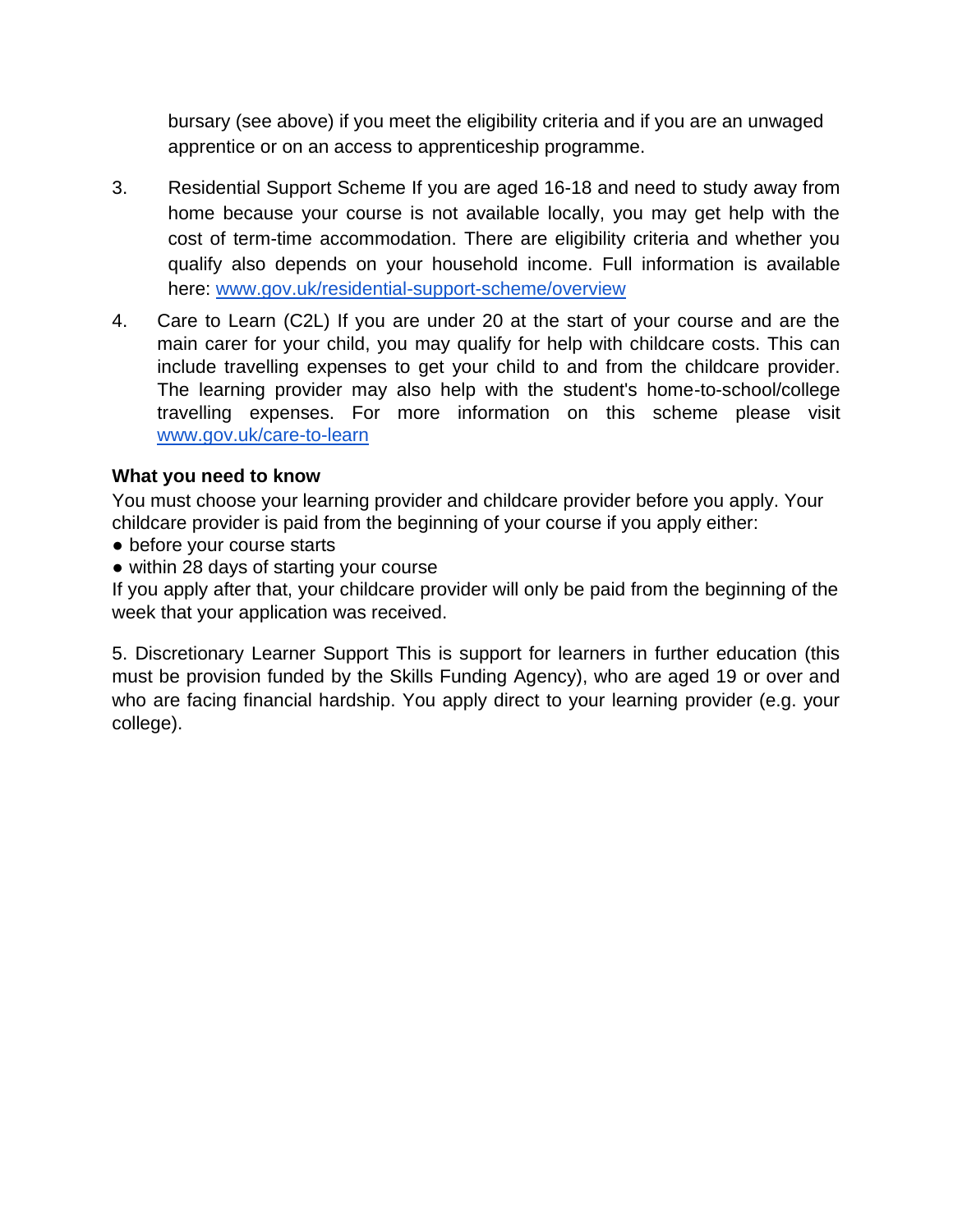bursary (see above) if you meet the eligibility criteria and if you are an unwaged apprentice or on an access to apprenticeship programme.

3. Residential Support Scheme If you are aged 16-18 and need to study away from home because your course is not available locally, you may get help with the cost of term-time accommodation. There are eligibility criteria and whether you qualify also depends on your household income. Full information is available here: [www.gov.uk/residential-support-scheme/overview](http://www.gov.uk/residential-support-scheme/overview)

4. Care to Learn (C2L) If you are under 20 at the start of your course and are the main carer for your child, you may qualify for help with childcare costs. This can include travelling expenses to get your child to and from the childcare provider. The learning provider may also help with the student's home-to-school/college travelling expenses. For more information on this scheme please visit [www.gov.uk/care-to-learn](http://www.gov.uk/care-to-learn)

**What you need to know**

You must choose your learning provider and childcare provider before you apply. Your childcare provider is paid from the beginning of your course if you apply either:

- before your course starts
- within 28 days of starting your course

If you apply after that, your childcare provider will only be paid from the beginning of the week that your application was received.

5. Discretionary Learner Support This is support for learners in further education (this must be provision funded by the Skills Funding Agency), who are aged 19 or over and who are facing financial hardship. You apply direct to your learning provider (e.g. your college).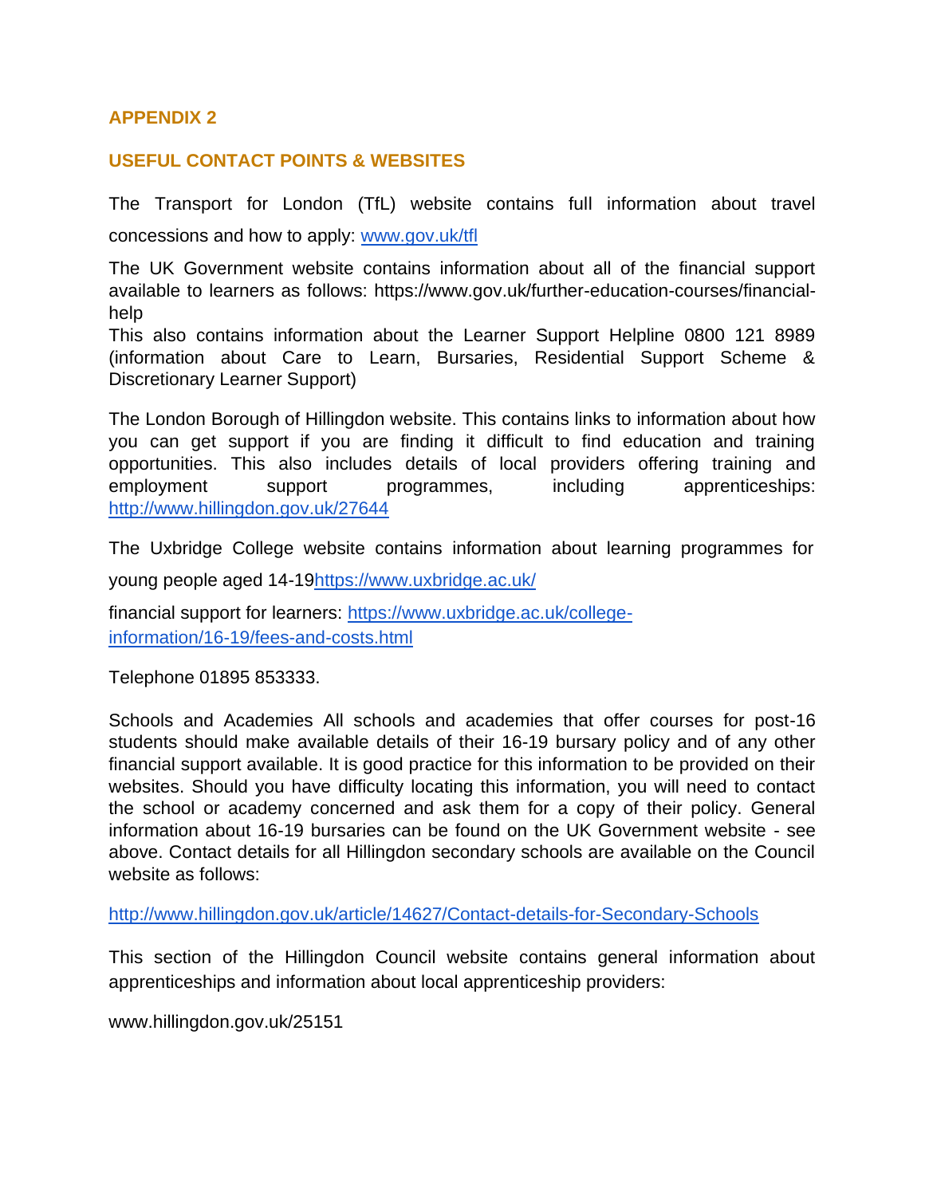## APPENDIX 2

## USEFUL CONTACT POINTS & WEBSITES

The Transport for London (TfL) website contains full information about travel concessions and how to apply: www.gov.uk/tfl

The UK Government website contains information about all of the financial support available to learners as follows: https://www.gov.uk/further-education-courses/financial-help
This also contains information about the Learner Support Helpline 0800 121 8989 (information about Care to Learn, Bursaries, Residential Support Scheme & Discretionary Learner Support)

The London Borough of Hillingdon website. This contains links to information about how you can get support if you are finding it difficult to find education and training opportunities. This also includes details of local providers offering training and employment support programmes, including apprenticeships: http://www.hillingdon.gov.uk/27644

The Uxbridge College website contains information about learning programmes for young people aged 14-19https://www.uxbridge.ac.uk/

financial support for learners: https://www.uxbridge.ac.uk/college-information/16-19/fees-and-costs.html

Telephone 01895 853333.

Schools and Academies All schools and academies that offer courses for post-16 students should make available details of their 16-19 bursary policy and of any other financial support available. It is good practice for this information to be provided on their websites. Should you have difficulty locating this information, you will need to contact the school or academy concerned and ask them for a copy of their policy. General information about 16-19 bursaries can be found on the UK Government website - see above. Contact details for all Hillingdon secondary schools are available on the Council website as follows:

http://www.hillingdon.gov.uk/article/14627/Contact-details-for-Secondary-Schools

This section of the Hillingdon Council website contains general information about apprenticeships and information about local apprenticeship providers:

www.hillingdon.gov.uk/25151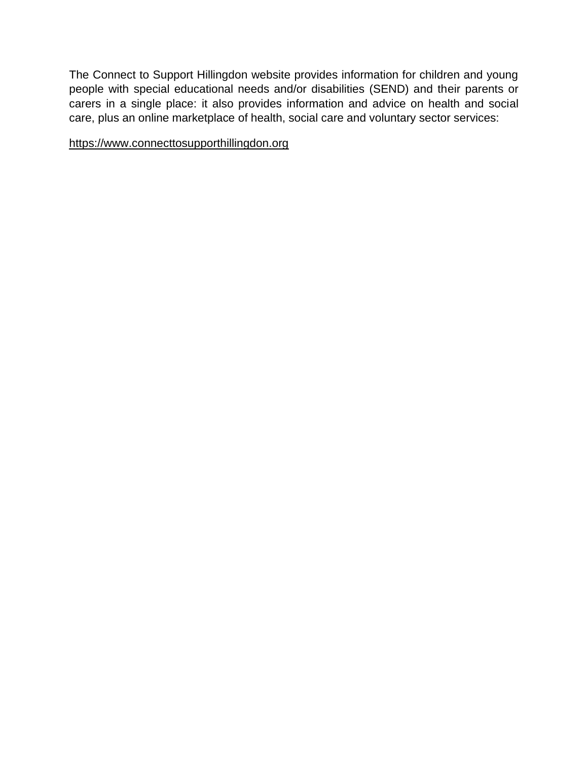The Connect to Support Hillingdon website provides information for children and young people with special educational needs and/or disabilities (SEND) and their parents or carers in a single place: it also provides information and advice on health and social care, plus an online marketplace of health, social care and voluntary sector services:

https://www.connecttosupporthillingdon.org